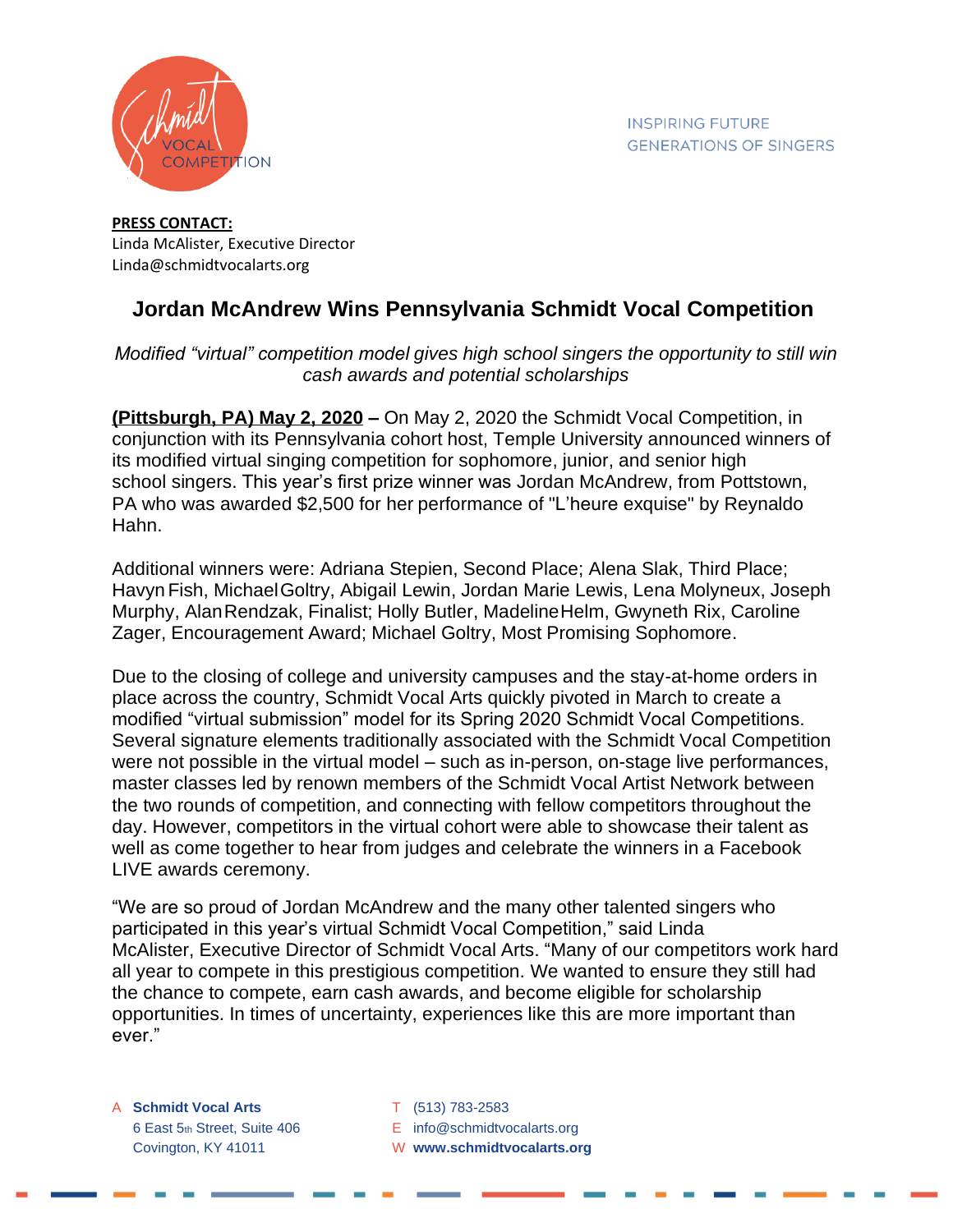Schmidt VOCAL COMPETITION

INSPIRING FUTURE GENERATIONS OF SINGERS

**PRESS CONTACT:**
Linda McAlister, Executive Director
Linda@schmidtvocalarts.org

# Jordan McAndrew Wins Pennsylvania Schmidt Vocal Competition

*Modified "virtual" competition model gives high school singers the opportunity to still win cash awards and potential scholarships*

**(Pittsburgh, PA) May 2, 2020 –** On May 2, 2020 the Schmidt Vocal Competition, in conjunction with its Pennsylvania cohort host, Temple University announced winners of its modified virtual singing competition for sophomore, junior, and senior high school singers. This year's first prize winner was Jordan McAndrew, from Pottstown, PA who was awarded $2,500 for her performance of "L'heure exquise" by Reynaldo Hahn.

Additional winners were: Adriana Stepien, Second Place; Alena Slak, Third Place; Havyn Fish, Michael Goltry, Abigail Lewin, Jordan Marie Lewis, Lena Molyneux, Joseph Murphy, Alan Rendzak, Finalist; Holly Butler, Madeline Helm, Gwyneth Rix, Caroline Zager, Encouragement Award; Michael Goltry, Most Promising Sophomore.

Due to the closing of college and university campuses and the stay-at-home orders in place across the country, Schmidt Vocal Arts quickly pivoted in March to create a modified "virtual submission" model for its Spring 2020 Schmidt Vocal Competitions. Several signature elements traditionally associated with the Schmidt Vocal Competition were not possible in the virtual model – such as in-person, on-stage live performances, master classes led by renown members of the Schmidt Vocal Artist Network between the two rounds of competition, and connecting with fellow competitors throughout the day. However, competitors in the virtual cohort were able to showcase their talent as well as come together to hear from judges and celebrate the winners in a Facebook LIVE awards ceremony.

"We are so proud of Jordan McAndrew and the many other talented singers who participated in this year's virtual Schmidt Vocal Competition," said Linda McAlister, Executive Director of Schmidt Vocal Arts. "Many of our competitors work hard all year to compete in this prestigious competition. We wanted to ensure they still had the chance to compete, earn cash awards, and become eligible for scholarship opportunities. In times of uncertainty, experiences like this are more important than ever."

A **Schmidt Vocal Arts**
6 East 5th Street, Suite 406
Covington, KY 41011

T (513) 783-2583
E info@schmidtvocalarts.org
W **www.schmidtvocalarts.org**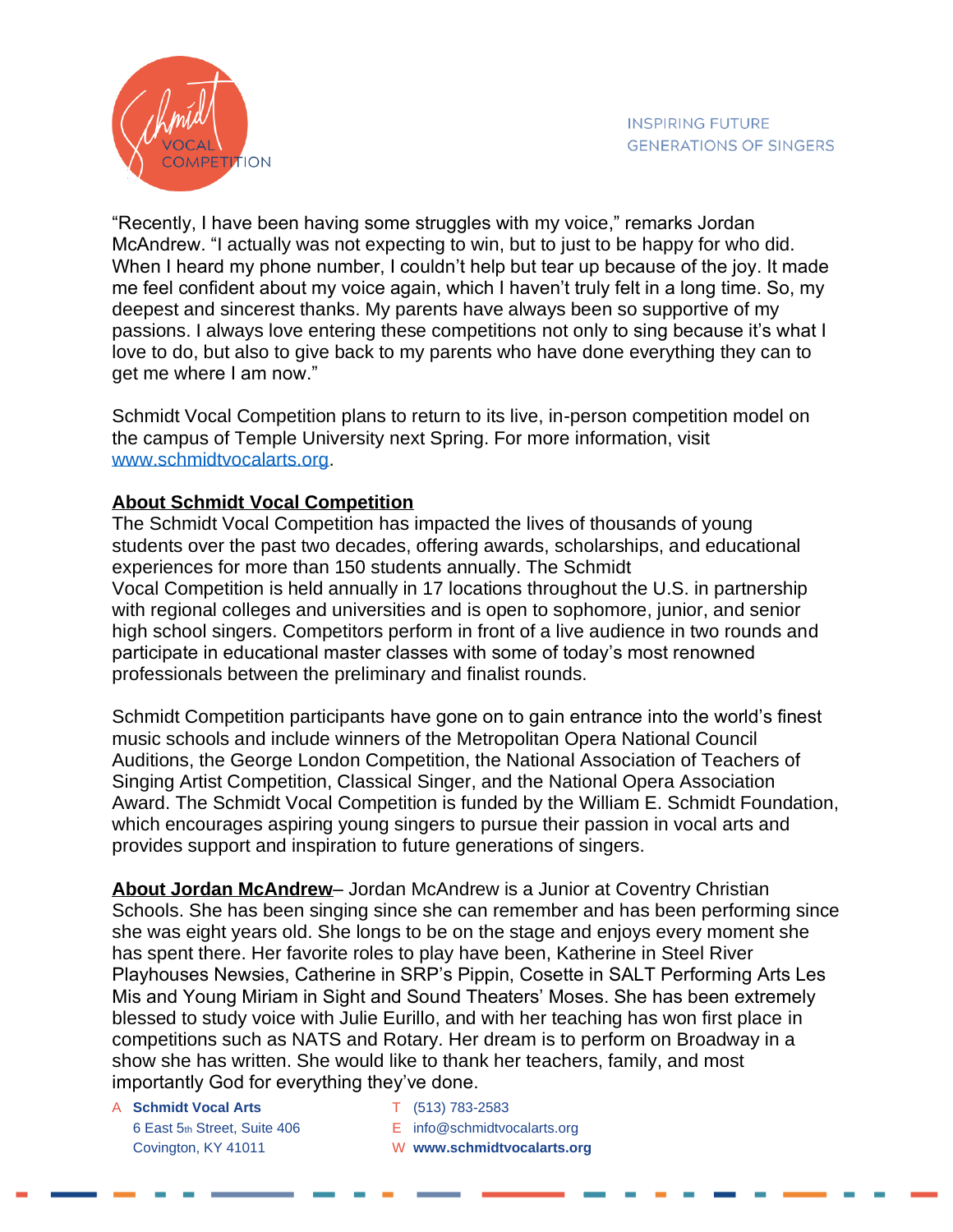"Recently, I have been having some struggles with my voice," remarks Jordan McAndrew. "I actually was not expecting to win, but to just to be happy for who did. When I heard my phone number, I couldn't help but tear up because of the joy. It made me feel confident about my voice again, which I haven't truly felt in a long time. So, my deepest and sincerest thanks. My parents have always been so supportive of my passions. I always love entering these competitions not only to sing because it's what I love to do, but also to give back to my parents who have done everything they can to get me where I am now."

Schmidt Vocal Competition plans to return to its live, in-person competition model on the campus of Temple University next Spring. For more information, visit www.schmidtvocalarts.org.

**About Schmidt Vocal Competition**

The Schmidt Vocal Competition has impacted the lives of thousands of young students over the past two decades, offering awards, scholarships, and educational experiences for more than 150 students annually. The Schmidt Vocal Competition is held annually in 17 locations throughout the U.S. in partnership with regional colleges and universities and is open to sophomore, junior, and senior high school singers. Competitors perform in front of a live audience in two rounds and participate in educational master classes with some of today's most renowned professionals between the preliminary and finalist rounds.

Schmidt Competition participants have gone on to gain entrance into the world's finest music schools and include winners of the Metropolitan Opera National Council Auditions, the George London Competition, the National Association of Teachers of Singing Artist Competition, Classical Singer, and the National Opera Association Award. The Schmidt Vocal Competition is funded by the William E. Schmidt Foundation, which encourages aspiring young singers to pursue their passion in vocal arts and provides support and inspiration to future generations of singers.

**About Jordan McAndrew**– Jordan McAndrew is a Junior at Coventry Christian Schools. She has been singing since she can remember and has been performing since she was eight years old. She longs to be on the stage and enjoys every moment she has spent there. Her favorite roles to play have been, Katherine in Steel River Playhouses Newsies, Catherine in SRP's Pippin, Cosette in SALT Performing Arts Les Mis and Young Miriam in Sight and Sound Theaters' Moses. She has been extremely blessed to study voice with Julie Eurillo, and with her teaching has won first place in competitions such as NATS and Rotary. Her dream is to perform on Broadway in a show she has written. She would like to thank her teachers, family, and most importantly God for everything they've done.